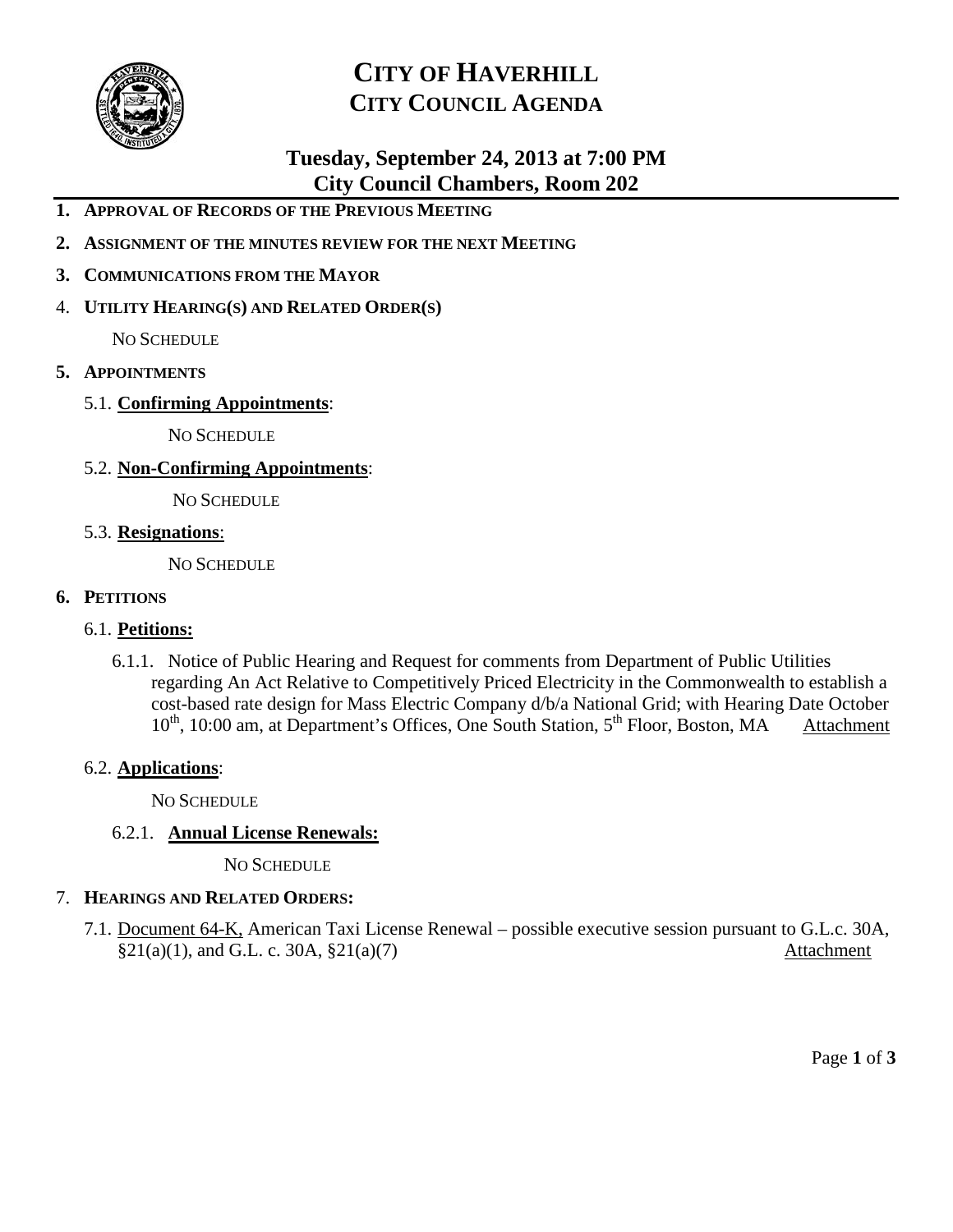# CITY OF HAVERHILL
## CITY COUNCIL AGENDA

### Tuesday, September 24, 2013 at 7:00 PM
### City Council Chambers, Room 202

1. **APPROVAL OF RECORDS OF THE PREVIOUS MEETING**
2. **ASSIGNMENT OF THE MINUTES REVIEW FOR THE NEXT MEETING**
3. **COMMUNICATIONS FROM THE MAYOR**
4. **UTILITY HEARING(S) AND RELATED ORDER(S)**

   NO SCHEDULE

5. **APPOINTMENTS**

   5.1. **Confirming Appointments**:

   NO SCHEDULE

   5.2. **Non-Confirming Appointments**:

   NO SCHEDULE

   5.3. **Resignations**:

   NO SCHEDULE

6. **PETITIONS**

   6.1. **Petitions:**

   6.1.1. Notice of Public Hearing and Request for comments from Department of Public Utilities regarding An Act Relative to Competitively Priced Electricity in the Commonwealth to establish a cost-based rate design for Mass Electric Company d/b/a National Grid; with Hearing Date October 10th, 10:00 am, at Department's Offices, One South Station, 5th Floor, Boston, MA Attachment

   6.2. **Applications**:

   NO SCHEDULE

   6.2.1. **Annual License Renewals:**

   NO SCHEDULE

7. **HEARINGS AND RELATED ORDERS:**

   7.1. Document 64-K, American Taxi License Renewal – possible executive session pursuant to G.L.c. 30A, §21(a)(1), and G.L. c. 30A, §21(a)(7) Attachment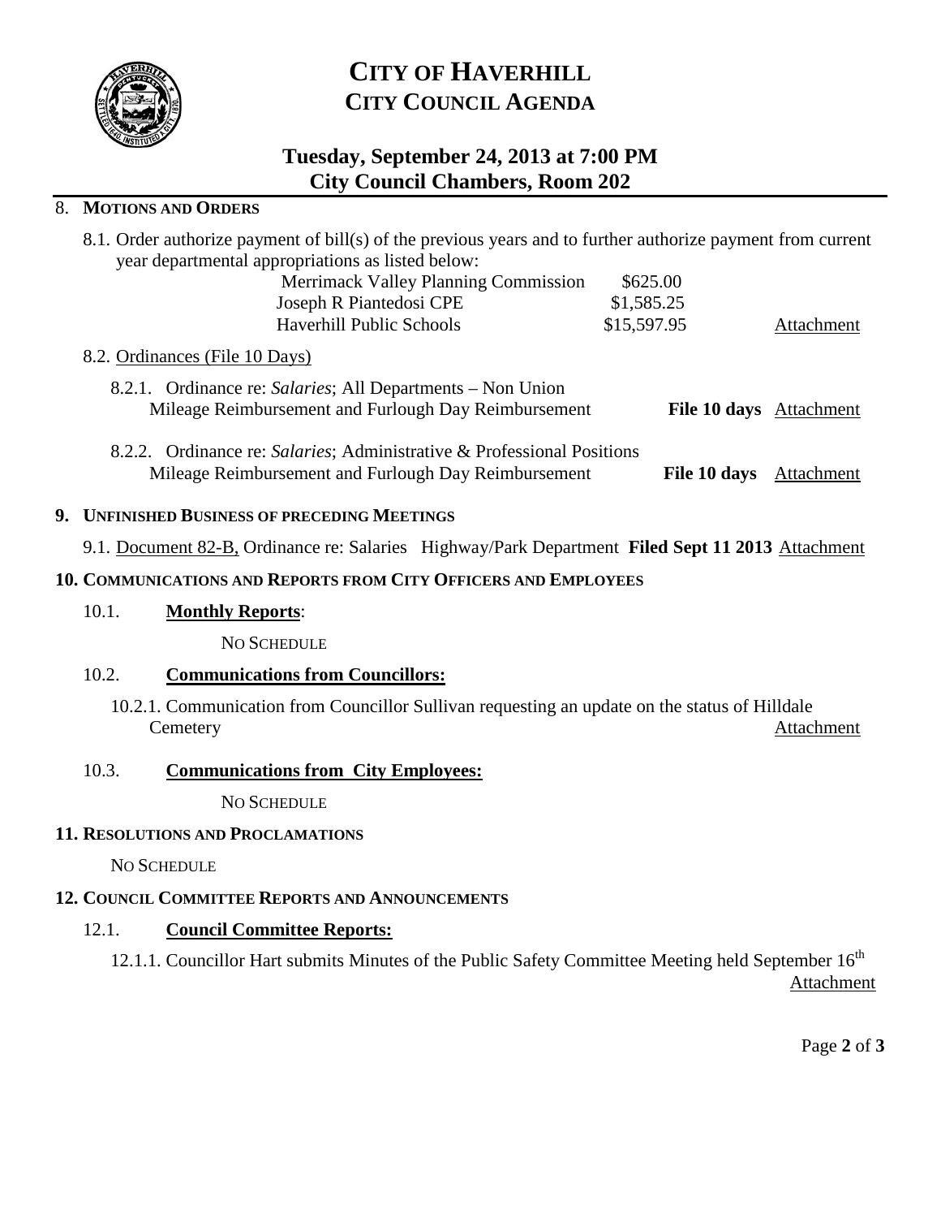# CITY OF HAVERHILL
## CITY COUNCIL AGENDA

### Tuesday, September 24, 2013 at 7:00 PM
### City Council Chambers, Room 202

## 8. MOTIONS AND ORDERS

8.1. Order authorize payment of bill(s) of the previous years and to further authorize payment from current year departmental appropriations as listed below:

| | | |
|---|---|---|
| Merrimack Valley Planning Commission | $625.00 | |
| Joseph R Piantedosi CPE | $1,585.25 | |
| Haverhill Public Schools | $15,597.95 | Attachment |

8.2. Ordinances (File 10 Days)

8.2.1. Ordinance re: *Salaries*; All Departments – Non Union Mileage Reimbursement and Furlough Day Reimbursement **File 10 days** Attachment

8.2.2. Ordinance re: *Salaries*; Administrative & Professional Positions Mileage Reimbursement and Furlough Day Reimbursement **File 10 days** Attachment

## 9. UNFINISHED BUSINESS OF PRECEDING MEETINGS

9.1. Document 82-B, Ordinance re: Salaries Highway/Park Department **Filed Sept 11 2013** Attachment

## 10. COMMUNICATIONS AND REPORTS FROM CITY OFFICERS AND EMPLOYEES

10.1. **Monthly Reports**:

NO SCHEDULE

10.2. **Communications from Councillors:**

10.2.1. Communication from Councillor Sullivan requesting an update on the status of Hilldale Cemetery Attachment

10.3. **Communications from City Employees:**

NO SCHEDULE

## 11. RESOLUTIONS AND PROCLAMATIONS

NO SCHEDULE

## 12. COUNCIL COMMITTEE REPORTS AND ANNOUNCEMENTS

12.1. **Council Committee Reports:**

12.1.1. Councillor Hart submits Minutes of the Public Safety Committee Meeting held September 16th Attachment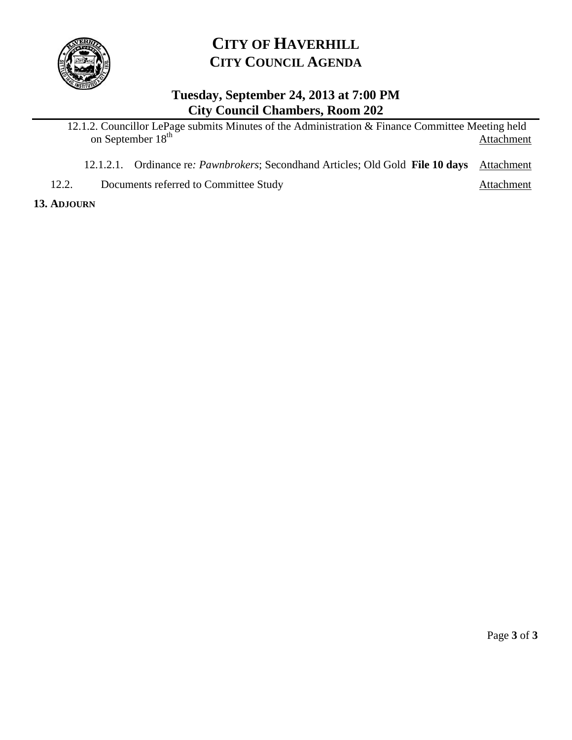# CITY OF HAVERHILL
## CITY COUNCIL AGENDA

### Tuesday, September 24, 2013 at 7:00 PM
### City Council Chambers, Room 202

12.1.2. Councillor LePage submits Minutes of the Administration & Finance Committee Meeting held on September 18th Attachment

12.1.2.1. Ordinance re*: Pawnbrokers*; Secondhand Articles; Old Gold **File 10 days** Attachment

12.2. Documents referred to Committee Study Attachment

**13. ADJOURN**